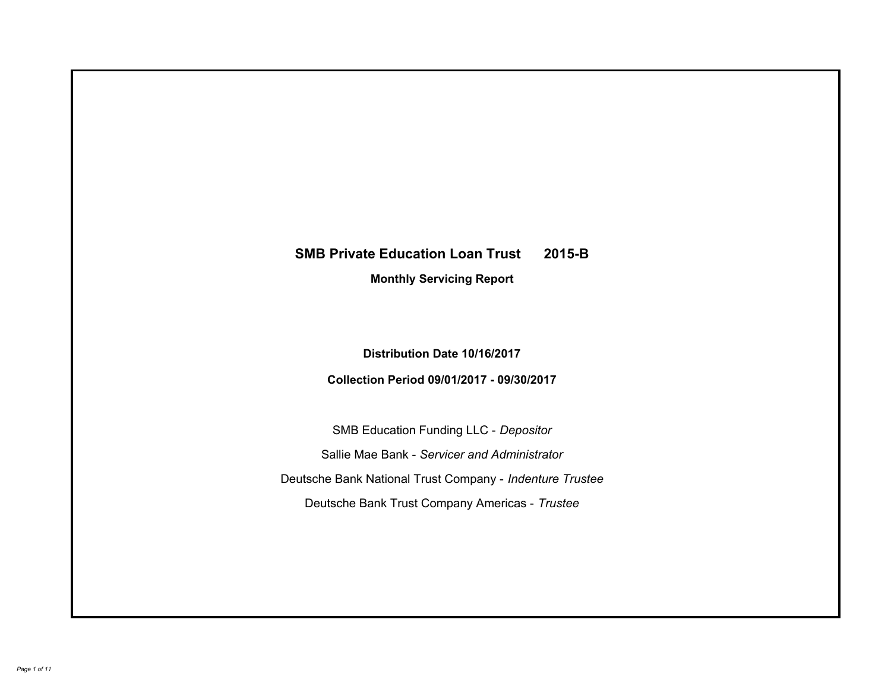# SMB Private Education Loan Trust 2015-B

## Monthly Servicing Report

**Distribution Date 10/16/2017**

**Collection Period 09/01/2017 - 09/30/2017**

SMB Education Funding LLC - *Depositor*

Sallie Mae Bank - *Servicer and Administrator*

Deutsche Bank National Trust Company - *Indenture Trustee*

Deutsche Bank Trust Company Americas - *Trustee*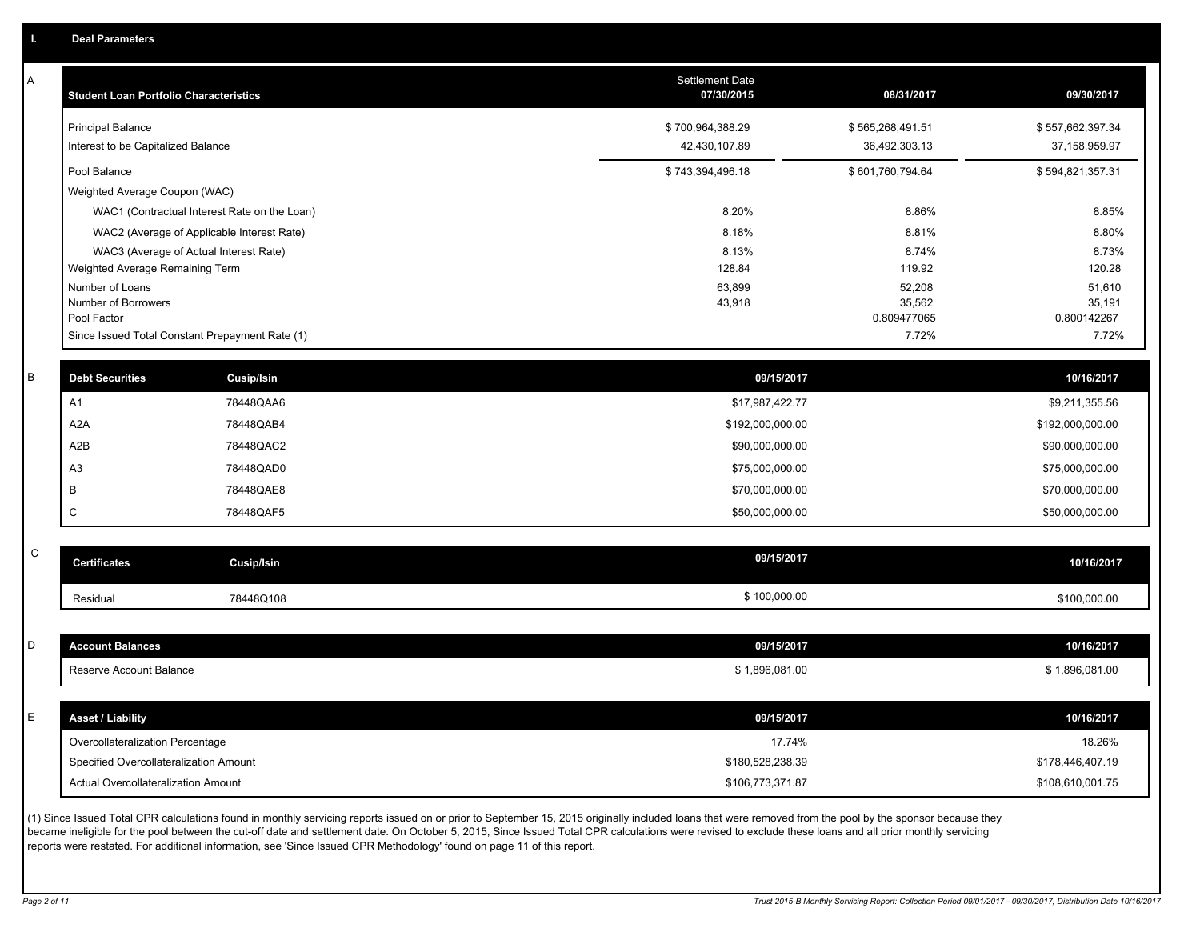## I. Deal Parameters

### A

| Student Loan Portfolio Characteristics | Settlement Date 07/30/2015 | 08/31/2017 | 09/30/2017 |
|---|---|---|---|
| Principal Balance | $ 700,964,388.29 | $ 565,268,491.51 | $ 557,662,397.34 |
| Interest to be Capitalized Balance | 42,430,107.89 | 36,492,303.13 | 37,158,959.97 |
| Pool Balance | $ 743,394,496.18 | $ 601,760,794.64 | $ 594,821,357.31 |
| Weighted Average Coupon (WAC) | | | |
| WAC1 (Contractual Interest Rate on the Loan) | 8.20% | 8.86% | 8.85% |
| WAC2 (Average of Applicable Interest Rate) | 8.18% | 8.81% | 8.80% |
| WAC3 (Average of Actual Interest Rate) | 8.13% | 8.74% | 8.73% |
| Weighted Average Remaining Term | 128.84 | 119.92 | 120.28 |
| Number of Loans | 63,899 | 52,208 | 51,610 |
| Number of Borrowers | 43,918 | 35,562 | 35,191 |
| Pool Factor | | 0.809477065 | 0.800142267 |
| Since Issued Total Constant Prepayment Rate (1) | | 7.72% | 7.72% |

### B

| Debt Securities | Cusip/Isin | 09/15/2017 | 10/16/2017 |
|---|---|---|---|
| A1 | 78448QAA6 | $17,987,422.77 | $9,211,355.56 |
| A2A | 78448QAB4 | $192,000,000.00 | $192,000,000.00 |
| A2B | 78448QAC2 | $90,000,000.00 | $90,000,000.00 |
| A3 | 78448QAD0 | $75,000,000.00 | $75,000,000.00 |
| B | 78448QAE8 | $70,000,000.00 | $70,000,000.00 |
| C | 78448QAF5 | $50,000,000.00 | $50,000,000.00 |

### C

| Certificates | Cusip/Isin | 09/15/2017 | 10/16/2017 |
|---|---|---|---|
| Residual | 78448Q108 | $ 100,000.00 | $100,000.00 |

### D

| Account Balances | 09/15/2017 | 10/16/2017 |
|---|---|---|
| Reserve Account Balance | $ 1,896,081.00 | $ 1,896,081.00 |

### E

| Asset / Liability | 09/15/2017 | 10/16/2017 |
|---|---|---|
| Overcollateralization Percentage | 17.74% | 18.26% |
| Specified Overcollateralization Amount | $180,528,238.39 | $178,446,407.19 |
| Actual Overcollateralization Amount | $106,773,371.87 | $108,610,001.75 |

(1) Since Issued Total CPR calculations found in monthly servicing reports issued on or prior to September 15, 2015 originally included loans that were removed from the pool by the sponsor because they became ineligible for the pool between the cut-off date and settlement date. On October 5, 2015, Since Issued Total CPR calculations were revised to exclude these loans and all prior monthly servicing reports were restated. For additional information, see 'Since Issued CPR Methodology' found on page 11 of this report.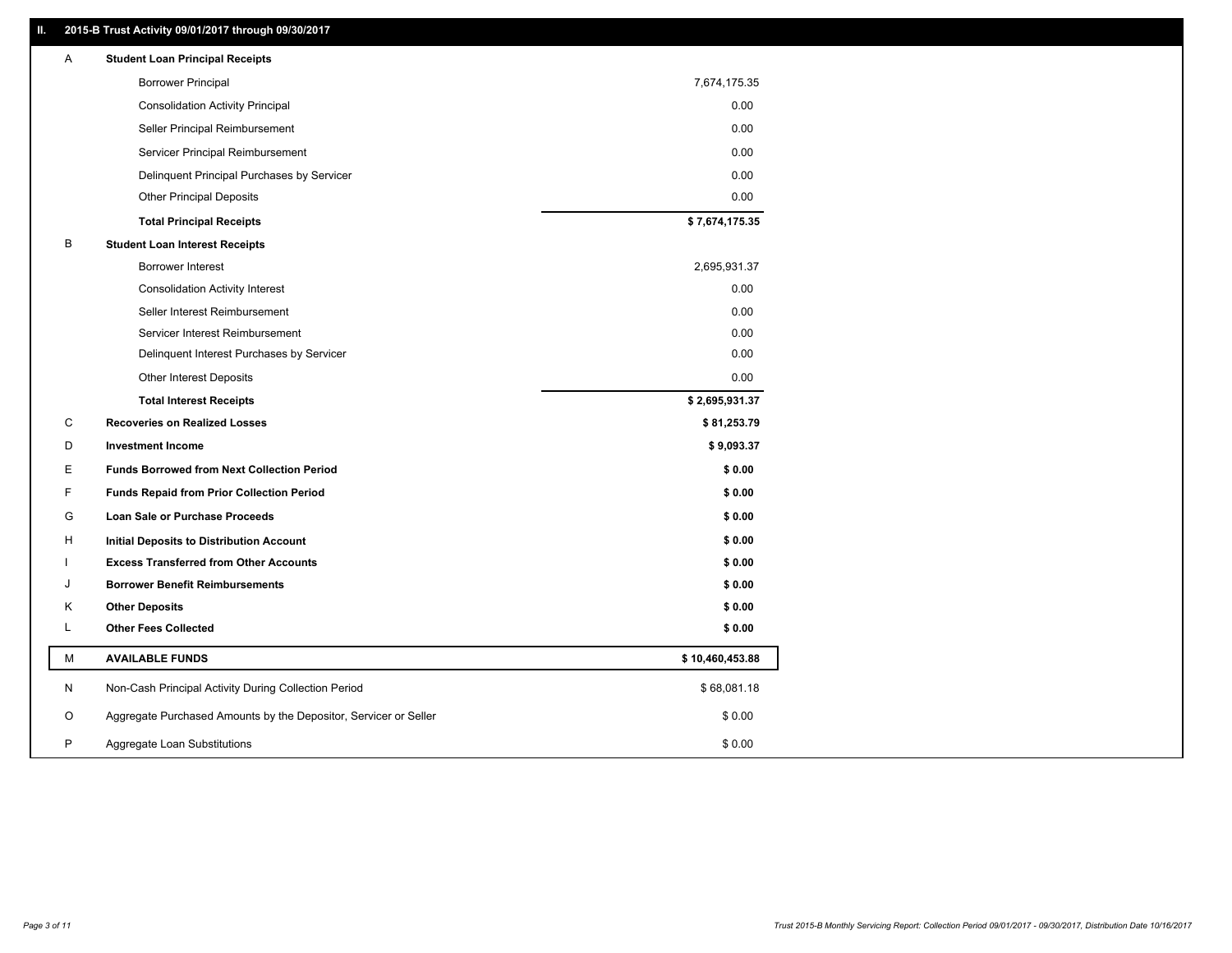## II. 2015-B Trust Activity 09/01/2017 through 09/30/2017

| | | |
|---|---|---|
| A | **Student Loan Principal Receipts** | |
| | Borrower Principal | 7,674,175.35 |
| | Consolidation Activity Principal | 0.00 |
| | Seller Principal Reimbursement | 0.00 |
| | Servicer Principal Reimbursement | 0.00 |
| | Delinquent Principal Purchases by Servicer | 0.00 |
| | Other Principal Deposits | 0.00 |
| | **Total Principal Receipts** | **$ 7,674,175.35** |
| B | **Student Loan Interest Receipts** | |
| | Borrower Interest | 2,695,931.37 |
| | Consolidation Activity Interest | 0.00 |
| | Seller Interest Reimbursement | 0.00 |
| | Servicer Interest Reimbursement | 0.00 |
| | Delinquent Interest Purchases by Servicer | 0.00 |
| | Other Interest Deposits | 0.00 |
| | **Total Interest Receipts** | **$ 2,695,931.37** |
| C | **Recoveries on Realized Losses** | **$ 81,253.79** |
| D | **Investment Income** | **$ 9,093.37** |
| E | **Funds Borrowed from Next Collection Period** | **$ 0.00** |
| F | **Funds Repaid from Prior Collection Period** | **$ 0.00** |
| G | **Loan Sale or Purchase Proceeds** | **$ 0.00** |
| H | **Initial Deposits to Distribution Account** | **$ 0.00** |
| I | **Excess Transferred from Other Accounts** | **$ 0.00** |
| J | **Borrower Benefit Reimbursements** | **$ 0.00** |
| K | **Other Deposits** | **$ 0.00** |
| L | **Other Fees Collected** | **$ 0.00** |
| M | **AVAILABLE FUNDS** | **$ 10,460,453.88** |
| N | Non-Cash Principal Activity During Collection Period | $ 68,081.18 |
| O | Aggregate Purchased Amounts by the Depositor, Servicer or Seller | $ 0.00 |
| P | Aggregate Loan Substitutions | $ 0.00 |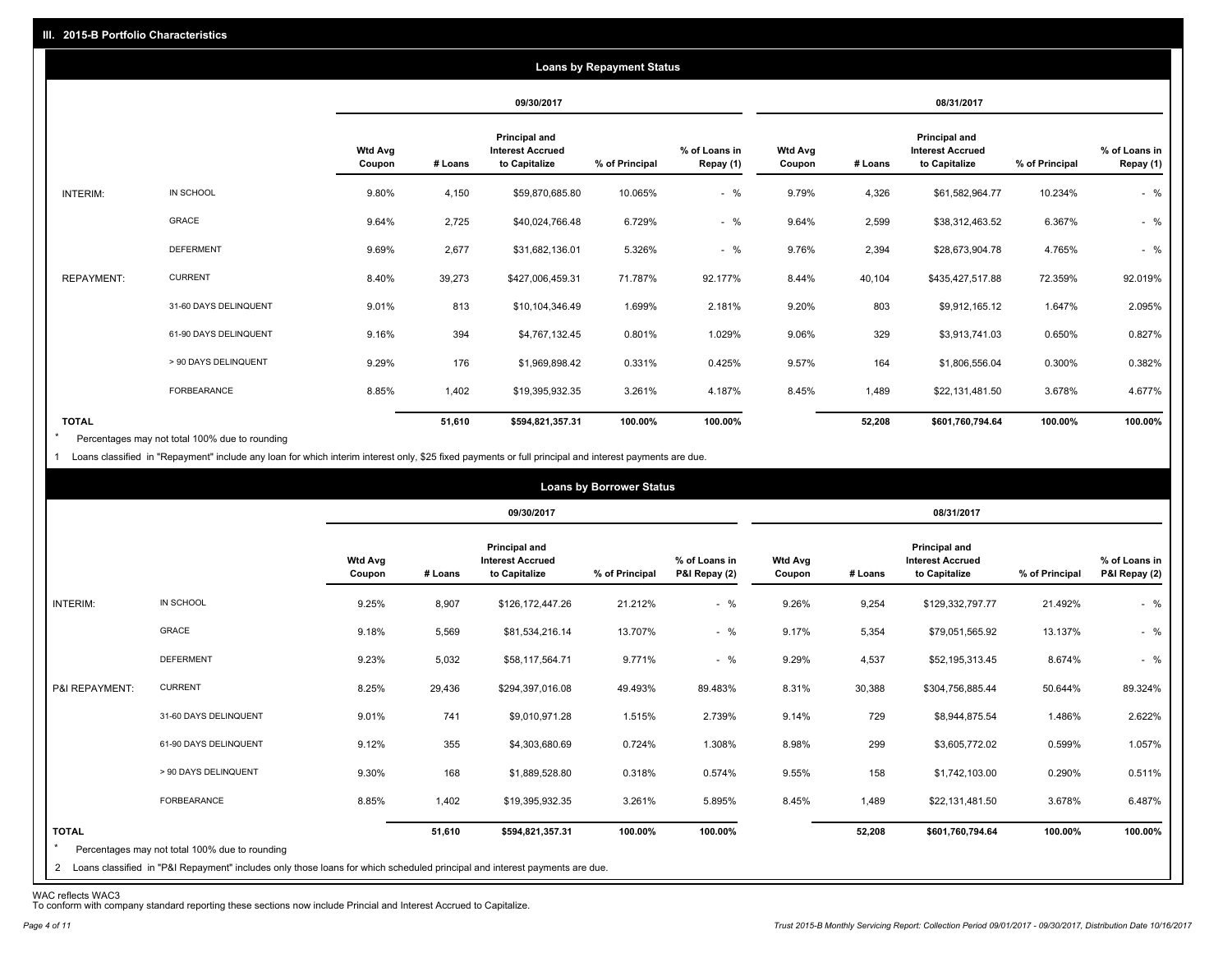## III. 2015-B Portfolio Characteristics

### Loans by Repayment Status

| | | 09/30/2017 | | | | | 08/31/2017 | | | | |
|---|---|---|---|---|---|---|---|---|---|---|---|
| | | Wtd Avg Coupon | # Loans | Principal and Interest Accrued to Capitalize | % of Principal | % of Loans in Repay (1) | Wtd Avg Coupon | # Loans | Principal and Interest Accrued to Capitalize | % of Principal | % of Loans in Repay (1) |
| INTERIM: | IN SCHOOL | 9.80% | 4,150 | $59,870,685.80 | 10.065% | - % | 9.79% | 4,326 | $61,582,964.77 | 10.234% | - % |
| | GRACE | 9.64% | 2,725 | $40,024,766.48 | 6.729% | - % | 9.64% | 2,599 | $38,312,463.52 | 6.367% | - % |
| | DEFERMENT | 9.69% | 2,677 | $31,682,136.01 | 5.326% | - % | 9.76% | 2,394 | $28,673,904.78 | 4.765% | - % |
| REPAYMENT: | CURRENT | 8.40% | 39,273 | $427,006,459.31 | 71.787% | 92.177% | 8.44% | 40,104 | $435,427,517.88 | 72.359% | 92.019% |
| | 31-60 DAYS DELINQUENT | 9.01% | 813 | $10,104,346.49 | 1.699% | 2.181% | 9.20% | 803 | $9,912,165.12 | 1.647% | 2.095% |
| | 61-90 DAYS DELINQUENT | 9.16% | 394 | $4,767,132.45 | 0.801% | 1.029% | 9.06% | 329 | $3,913,741.03 | 0.650% | 0.827% |
| | > 90 DAYS DELINQUENT | 9.29% | 176 | $1,969,898.42 | 0.331% | 0.425% | 9.57% | 164 | $1,806,556.04 | 0.300% | 0.382% |
| | FORBEARANCE | 8.85% | 1,402 | $19,395,932.35 | 3.261% | 4.187% | 8.45% | 1,489 | $22,131,481.50 | 3.678% | 4.677% |
| TOTAL | | | 51,610 | $594,821,357.31 | 100.00% | 100.00% | | 52,208 | $601,760,794.64 | 100.00% | 100.00% |

* Percentages may not total 100% due to rounding

1 Loans classified in "Repayment" include any loan for which interim interest only, $25 fixed payments or full principal and interest payments are due.

### Loans by Borrower Status

| | | 09/30/2017 | | | | | 08/31/2017 | | | | |
|---|---|---|---|---|---|---|---|---|---|---|---|
| | | Wtd Avg Coupon | # Loans | Principal and Interest Accrued to Capitalize | % of Principal | % of Loans in P&I Repay (2) | Wtd Avg Coupon | # Loans | Principal and Interest Accrued to Capitalize | % of Principal | % of Loans in P&I Repay (2) |
| INTERIM: | IN SCHOOL | 9.25% | 8,907 | $126,172,447.26 | 21.212% | - % | 9.26% | 9,254 | $129,332,797.77 | 21.492% | - % |
| | GRACE | 9.18% | 5,569 | $81,534,216.14 | 13.707% | - % | 9.17% | 5,354 | $79,051,565.92 | 13.137% | - % |
| | DEFERMENT | 9.23% | 5,032 | $58,117,564.71 | 9.771% | - % | 9.29% | 4,537 | $52,195,313.45 | 8.674% | - % |
| P&I REPAYMENT: | CURRENT | 8.25% | 29,436 | $294,397,016.08 | 49.493% | 89.483% | 8.31% | 30,388 | $304,756,885.44 | 50.644% | 89.324% |
| | 31-60 DAYS DELINQUENT | 9.01% | 741 | $9,010,971.28 | 1.515% | 2.739% | 9.14% | 729 | $8,944,875.54 | 1.486% | 2.622% |
| | 61-90 DAYS DELINQUENT | 9.12% | 355 | $4,303,680.69 | 0.724% | 1.308% | 8.98% | 299 | $3,605,772.02 | 0.599% | 1.057% |
| | > 90 DAYS DELINQUENT | 9.30% | 168 | $1,889,528.80 | 0.318% | 0.574% | 9.55% | 158 | $1,742,103.00 | 0.290% | 0.511% |
| | FORBEARANCE | 8.85% | 1,402 | $19,395,932.35 | 3.261% | 5.895% | 8.45% | 1,489 | $22,131,481.50 | 3.678% | 6.487% |
| TOTAL | | | 51,610 | $594,821,357.31 | 100.00% | 100.00% | | 52,208 | $601,760,794.64 | 100.00% | 100.00% |

* Percentages may not total 100% due to rounding

2 Loans classified in "P&I Repayment" includes only those loans for which scheduled principal and interest payments are due.

WAC reflects WAC3

To conform with company standard reporting these sections now include Princial and Interest Accrued to Capitalize.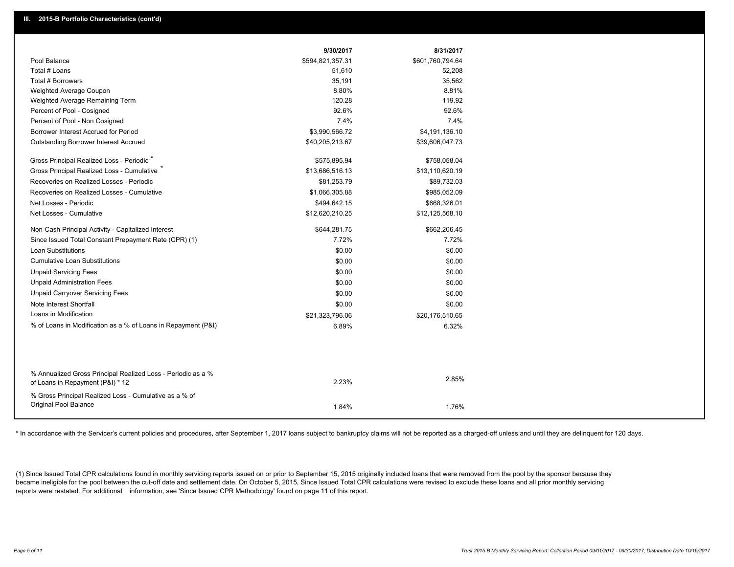## III. 2015-B Portfolio Characteristics (cont'd)

| | 9/30/2017 | 8/31/2017 |
|---|---|---|
| Pool Balance | $594,821,357.31 | $601,760,794.64 |
| Total # Loans | 51,610 | 52,208 |
| Total # Borrowers | 35,191 | 35,562 |
| Weighted Average Coupon | 8.80% | 8.81% |
| Weighted Average Remaining Term | 120.28 | 119.92 |
| Percent of Pool - Cosigned | 92.6% | 92.6% |
| Percent of Pool - Non Cosigned | 7.4% | 7.4% |
| Borrower Interest Accrued for Period | $3,990,566.72 | $4,191,136.10 |
| Outstanding Borrower Interest Accrued | $40,205,213.67 | $39,606,047.73 |
| Gross Principal Realized Loss - Periodic * | $575,895.94 | $758,058.04 |
| Gross Principal Realized Loss - Cumulative * | $13,686,516.13 | $13,110,620.19 |
| Recoveries on Realized Losses - Periodic | $81,253.79 | $89,732.03 |
| Recoveries on Realized Losses - Cumulative | $1,066,305.88 | $985,052.09 |
| Net Losses - Periodic | $494,642.15 | $668,326.01 |
| Net Losses - Cumulative | $12,620,210.25 | $12,125,568.10 |
| Non-Cash Principal Activity - Capitalized Interest | $644,281.75 | $662,206.45 |
| Since Issued Total Constant Prepayment Rate (CPR) (1) | 7.72% | 7.72% |
| Loan Substitutions | $0.00 | $0.00 |
| Cumulative Loan Substitutions | $0.00 | $0.00 |
| Unpaid Servicing Fees | $0.00 | $0.00 |
| Unpaid Administration Fees | $0.00 | $0.00 |
| Unpaid Carryover Servicing Fees | $0.00 | $0.00 |
| Note Interest Shortfall | $0.00 | $0.00 |
| Loans in Modification | $21,323,796.06 | $20,176,510.65 |
| % of Loans in Modification as a % of Loans in Repayment (P&I) | 6.89% | 6.32% |
| % Annualized Gross Principal Realized Loss - Periodic as a % of Loans in Repayment (P&I) * 12 | 2.23% | 2.85% |
| % Gross Principal Realized Loss - Cumulative as a % of Original Pool Balance | 1.84% | 1.76% |

* In accordance with the Servicer's current policies and procedures, after September 1, 2017 loans subject to bankruptcy claims will not be reported as a charged-off unless and until they are delinquent for 120 days.

(1) Since Issued Total CPR calculations found in monthly servicing reports issued on or prior to September 15, 2015 originally included loans that were removed from the pool by the sponsor because they became ineligible for the pool between the cut-off date and settlement date. On October 5, 2015, Since Issued Total CPR calculations were revised to exclude these loans and all prior monthly servicing reports were restated. For additional information, see 'Since Issued CPR Methodology' found on page 11 of this report.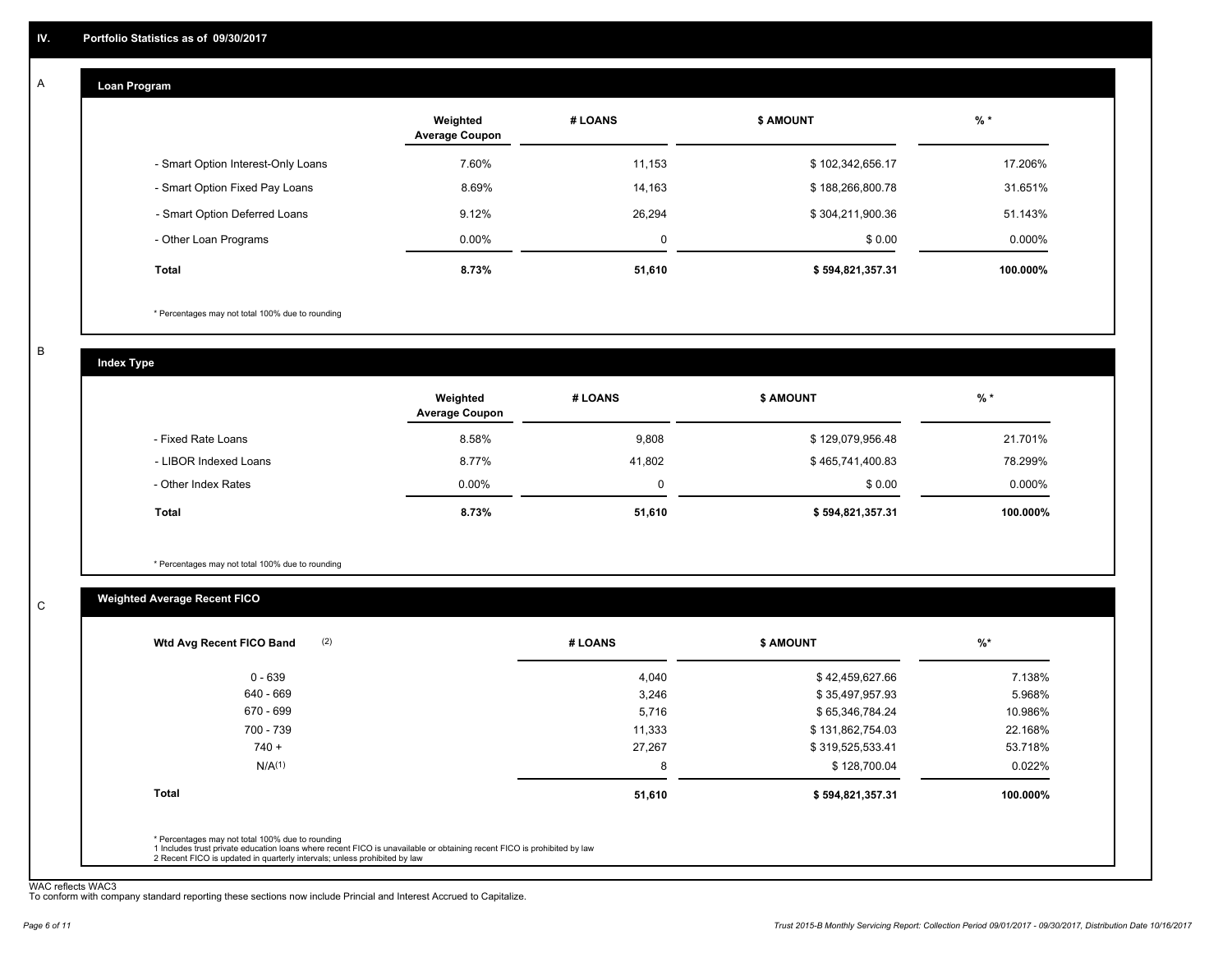## IV. Portfolio Statistics as of 09/30/2017

### A — Loan Program

| | Weighted Average Coupon | # LOANS | $ AMOUNT | % * |
|---|---|---|---|---|
| - Smart Option Interest-Only Loans | 7.60% | 11,153 | $ 102,342,656.17 | 17.206% |
| - Smart Option Fixed Pay Loans | 8.69% | 14,163 | $ 188,266,800.78 | 31.651% |
| - Smart Option Deferred Loans | 9.12% | 26,294 | $ 304,211,900.36 | 51.143% |
| - Other Loan Programs | 0.00% | 0 | $ 0.00 | 0.000% |
| **Total** | **8.73%** | **51,610** | **$ 594,821,357.31** | **100.000%** |

* Percentages may not total 100% due to rounding

### B — Index Type

| | Weighted Average Coupon | # LOANS | $ AMOUNT | % * |
|---|---|---|---|---|
| - Fixed Rate Loans | 8.58% | 9,808 | $ 129,079,956.48 | 21.701% |
| - LIBOR Indexed Loans | 8.77% | 41,802 | $ 465,741,400.83 | 78.299% |
| - Other Index Rates | 0.00% | 0 | $ 0.00 | 0.000% |
| **Total** | **8.73%** | **51,610** | **$ 594,821,357.31** | **100.000%** |

* Percentages may not total 100% due to rounding

### C — Weighted Average Recent FICO

| Wtd Avg Recent FICO Band (2) | # LOANS | $ AMOUNT | %* |
|---|---|---|---|
| 0 - 639 | 4,040 | $ 42,459,627.66 | 7.138% |
| 640 - 669 | 3,246 | $ 35,497,957.93 | 5.968% |
| 670 - 699 | 5,716 | $ 65,346,784.24 | 10.986% |
| 700 - 739 | 11,333 | $ 131,862,754.03 | 22.168% |
| 740 + | 27,267 | $ 319,525,533.41 | 53.718% |
| N/A(1) | 8 | $ 128,700.04 | 0.022% |
| **Total** | **51,610** | **$ 594,821,357.31** | **100.000%** |

* Percentages may not total 100% due to rounding
1 Includes trust private education loans where recent FICO is unavailable or obtaining recent FICO is prohibited by law
2 Recent FICO is updated in quarterly intervals; unless prohibited by law

WAC reflects WAC3
To conform with company standard reporting these sections now include Princial and Interest Accrued to Capitalize.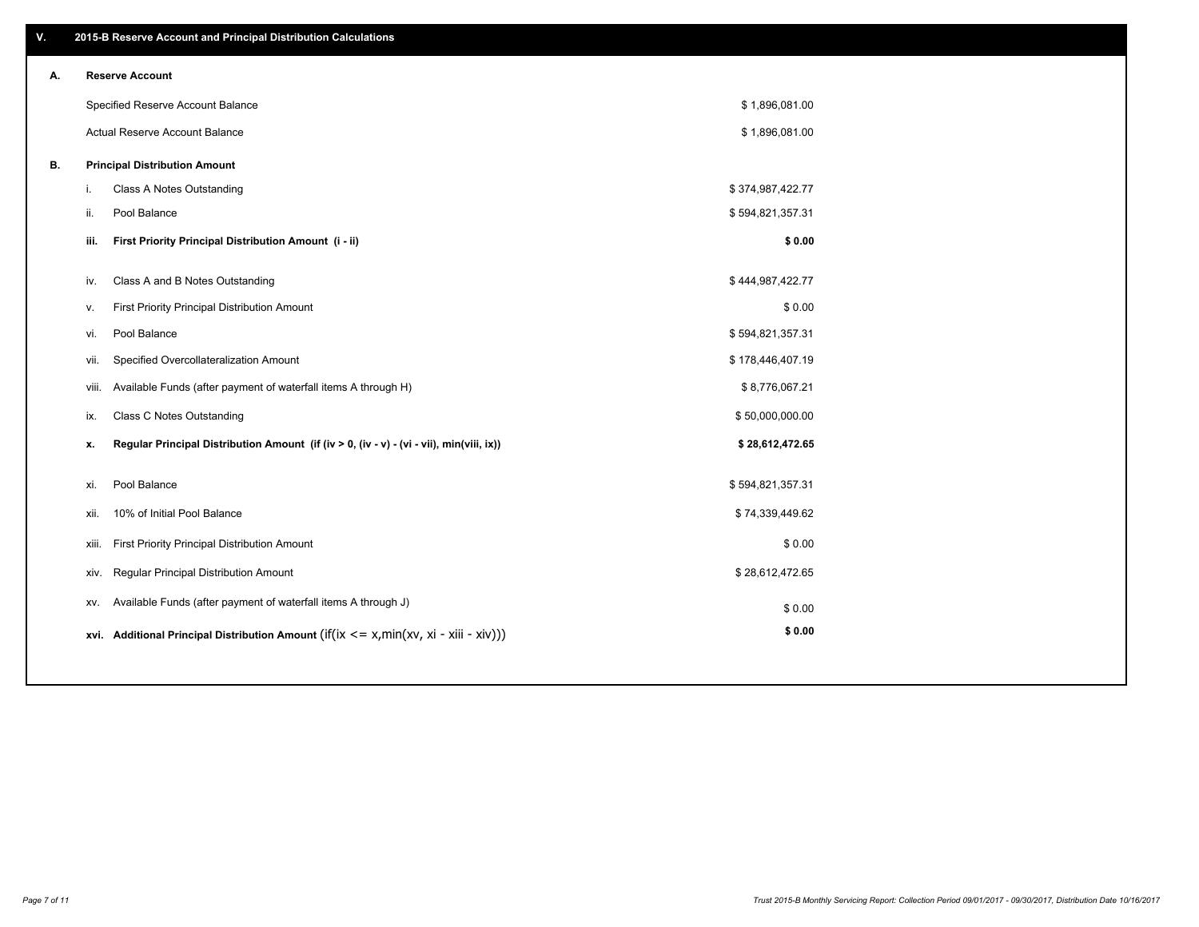## V. 2015-B Reserve Account and Principal Distribution Calculations

### A. Reserve Account

| | |
|---|---|
| Specified Reserve Account Balance | $ 1,896,081.00 |
| Actual Reserve Account Balance | $ 1,896,081.00 |

### B. Principal Distribution Amount

| | | |
|---|---|---|
| i. | Class A Notes Outstanding | $ 374,987,422.77 |
| ii. | Pool Balance | $ 594,821,357.31 |
| **iii.** | **First Priority Principal Distribution Amount (i - ii)** | **$ 0.00** |
| iv. | Class A and B Notes Outstanding | $ 444,987,422.77 |
| v. | First Priority Principal Distribution Amount | $ 0.00 |
| vi. | Pool Balance | $ 594,821,357.31 |
| vii. | Specified Overcollateralization Amount | $ 178,446,407.19 |
| viii. | Available Funds (after payment of waterfall items A through H) | $ 8,776,067.21 |
| ix. | Class C Notes Outstanding | $ 50,000,000.00 |
| **x.** | **Regular Principal Distribution Amount (if (iv > 0, (iv - v) - (vi - vii), min(viii, ix))** | **$ 28,612,472.65** |
| xi. | Pool Balance | $ 594,821,357.31 |
| xii. | 10% of Initial Pool Balance | $ 74,339,449.62 |
| xiii. | First Priority Principal Distribution Amount | $ 0.00 |
| xiv. | Regular Principal Distribution Amount | $ 28,612,472.65 |
| xv. | Available Funds (after payment of waterfall items A through J) | $ 0.00 |
| **xvi.** | **Additional Principal Distribution Amount** (if(ix <= x,min(xv, xi - xiii - xiv))) | **$ 0.00** |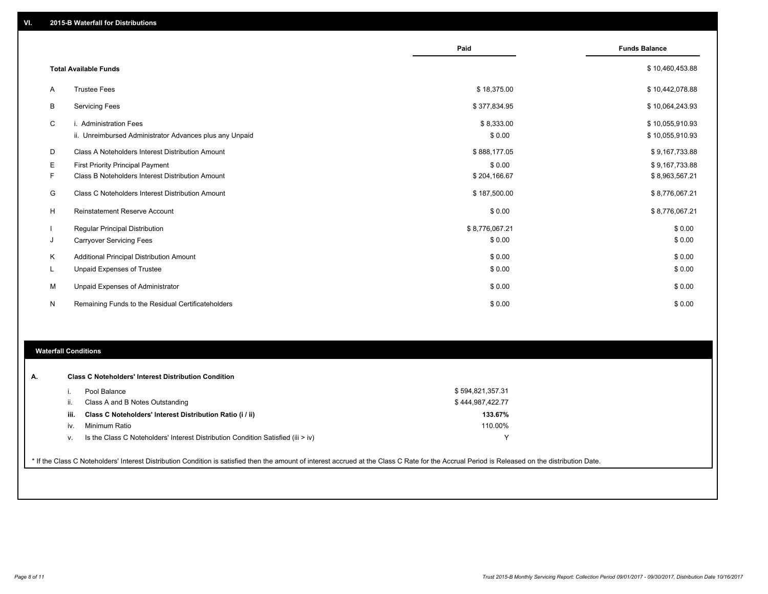## VI. 2015-B Waterfall for Distributions

| | | Paid | Funds Balance |
|---|---|---|---|
| | **Total Available Funds** | | $ 10,460,453.88 |
| A | Trustee Fees | $ 18,375.00 | $ 10,442,078.88 |
| B | Servicing Fees | $ 377,834.95 | $ 10,064,243.93 |
| C | i. Administration Fees | $ 8,333.00 | $ 10,055,910.93 |
| | ii. Unreimbursed Administrator Advances plus any Unpaid | $ 0.00 | $ 10,055,910.93 |
| D | Class A Noteholders Interest Distribution Amount | $ 888,177.05 | $ 9,167,733.88 |
| E | First Priority Principal Payment | $ 0.00 | $ 9,167,733.88 |
| F | Class B Noteholders Interest Distribution Amount | $ 204,166.67 | $ 8,963,567.21 |
| G | Class C Noteholders Interest Distribution Amount | $ 187,500.00 | $ 8,776,067.21 |
| H | Reinstatement Reserve Account | $ 0.00 | $ 8,776,067.21 |
| I | Regular Principal Distribution | $ 8,776,067.21 | $ 0.00 |
| J | Carryover Servicing Fees | $ 0.00 | $ 0.00 |
| K | Additional Principal Distribution Amount | $ 0.00 | $ 0.00 |
| L | Unpaid Expenses of Trustee | $ 0.00 | $ 0.00 |
| M | Unpaid Expenses of Administrator | $ 0.00 | $ 0.00 |
| N | Remaining Funds to the Residual Certificateholders | $ 0.00 | $ 0.00 |

## Waterfall Conditions

**A. Class C Noteholders' Interest Distribution Condition**

| | | |
|---|---|---|
| i. | Pool Balance | $ 594,821,357.31 |
| ii. | Class A and B Notes Outstanding | $ 444,987,422.77 |
| **iii.** | **Class C Noteholders' Interest Distribution Ratio (i / ii)** | **133.67%** |
| iv. | Minimum Ratio | 110.00% |
| v. | Is the Class C Noteholders' Interest Distribution Condition Satisfied (iii > iv) | Y |

* If the Class C Noteholders' Interest Distribution Condition is satisfied then the amount of interest accrued at the Class C Rate for the Accrual Period is Released on the distribution Date.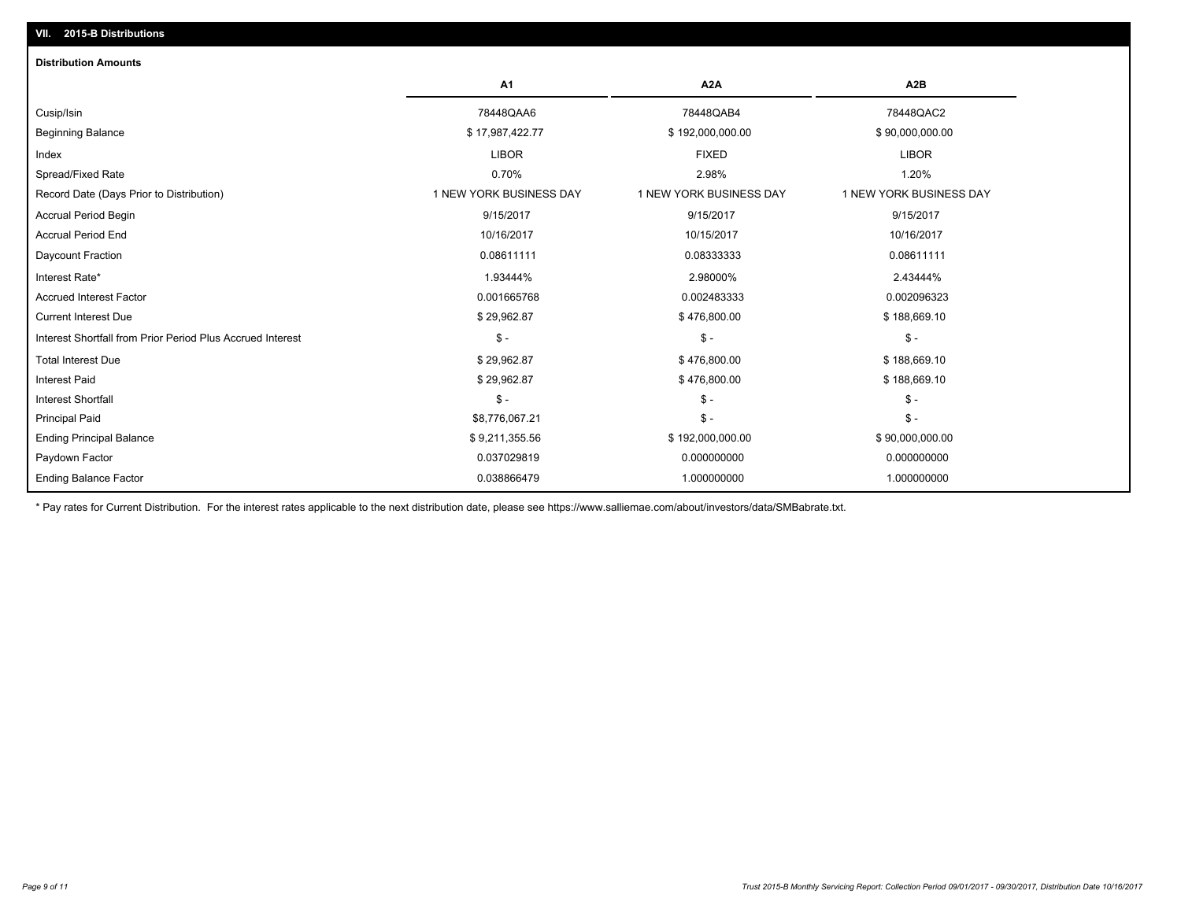## VII. 2015-B Distributions

### Distribution Amounts

| | A1 | A2A | A2B |
|---|---|---|---|
| Cusip/Isin | 78448QAA6 | 78448QAB4 | 78448QAC2 |
| Beginning Balance | $ 17,987,422.77 | $ 192,000,000.00 | $ 90,000,000.00 |
| Index | LIBOR | FIXED | LIBOR |
| Spread/Fixed Rate | 0.70% | 2.98% | 1.20% |
| Record Date (Days Prior to Distribution) | 1 NEW YORK BUSINESS DAY | 1 NEW YORK BUSINESS DAY | 1 NEW YORK BUSINESS DAY |
| Accrual Period Begin | 9/15/2017 | 9/15/2017 | 9/15/2017 |
| Accrual Period End | 10/16/2017 | 10/15/2017 | 10/16/2017 |
| Daycount Fraction | 0.08611111 | 0.08333333 | 0.08611111 |
| Interest Rate* | 1.93444% | 2.98000% | 2.43444% |
| Accrued Interest Factor | 0.001665768 | 0.002483333 | 0.002096323 |
| Current Interest Due | $ 29,962.87 | $ 476,800.00 | $ 188,669.10 |
| Interest Shortfall from Prior Period Plus Accrued Interest | $ - | $ - | $ - |
| Total Interest Due | $ 29,962.87 | $ 476,800.00 | $ 188,669.10 |
| Interest Paid | $ 29,962.87 | $ 476,800.00 | $ 188,669.10 |
| Interest Shortfall | $ - | $ - | $ - |
| Principal Paid | $8,776,067.21 | $ - | $ - |
| Ending Principal Balance | $ 9,211,355.56 | $ 192,000,000.00 | $ 90,000,000.00 |
| Paydown Factor | 0.037029819 | 0.000000000 | 0.000000000 |
| Ending Balance Factor | 0.038866479 | 1.000000000 | 1.000000000 |

* Pay rates for Current Distribution. For the interest rates applicable to the next distribution date, please see https://www.salliemae.com/about/investors/data/SMBabrate.txt.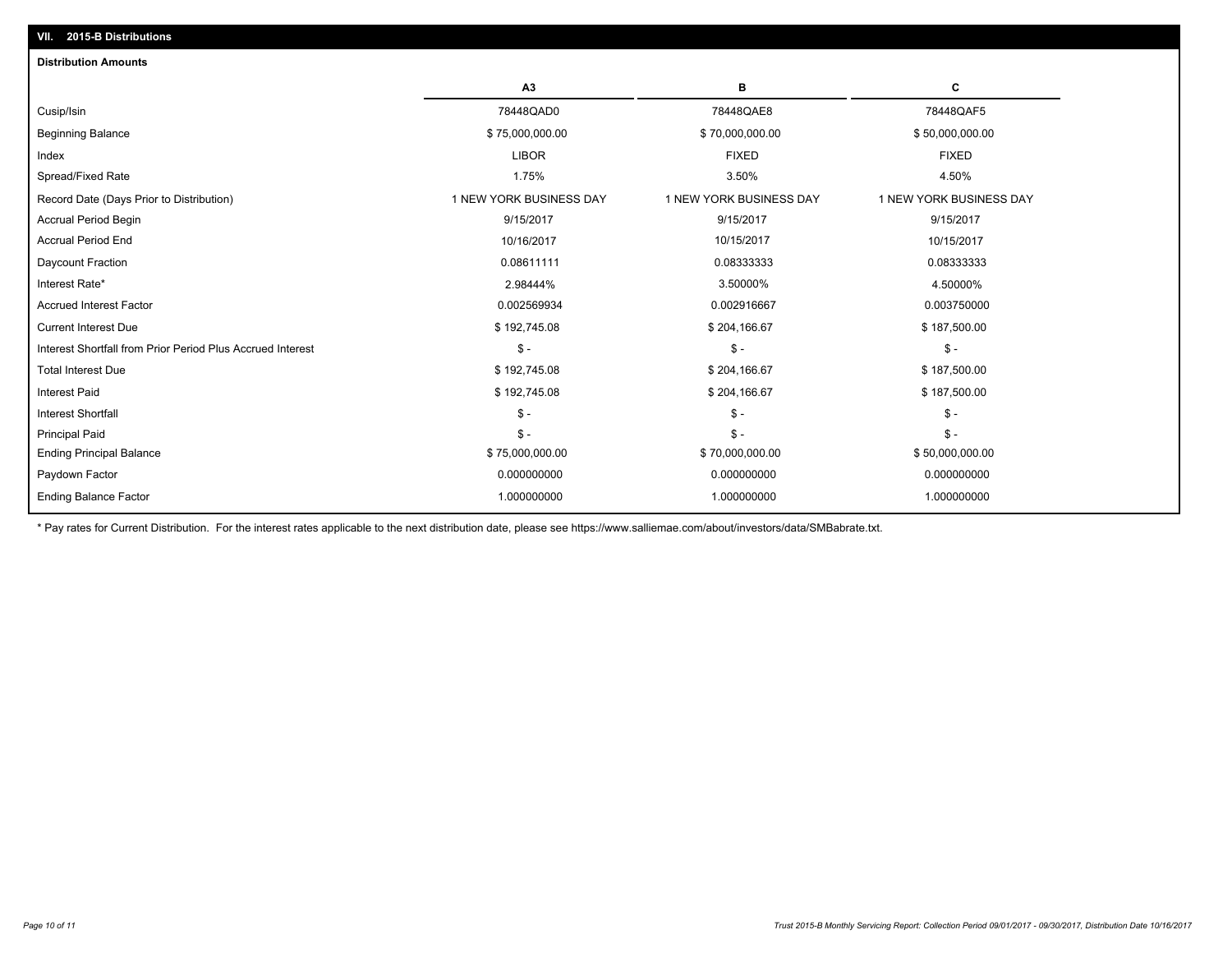## VII. 2015-B Distributions

### Distribution Amounts

| | A3 | B | C |
|---|---|---|---|
| Cusip/Isin | 78448QAD0 | 78448QAE8 | 78448QAF5 |
| Beginning Balance | $ 75,000,000.00 | $ 70,000,000.00 | $ 50,000,000.00 |
| Index | LIBOR | FIXED | FIXED |
| Spread/Fixed Rate | 1.75% | 3.50% | 4.50% |
| Record Date (Days Prior to Distribution) | 1 NEW YORK BUSINESS DAY | 1 NEW YORK BUSINESS DAY | 1 NEW YORK BUSINESS DAY |
| Accrual Period Begin | 9/15/2017 | 9/15/2017 | 9/15/2017 |
| Accrual Period End | 10/16/2017 | 10/15/2017 | 10/15/2017 |
| Daycount Fraction | 0.08611111 | 0.08333333 | 0.08333333 |
| Interest Rate* | 2.98444% | 3.50000% | 4.50000% |
| Accrued Interest Factor | 0.002569934 | 0.002916667 | 0.003750000 |
| Current Interest Due | $ 192,745.08 | $ 204,166.67 | $ 187,500.00 |
| Interest Shortfall from Prior Period Plus Accrued Interest | $ - | $ - | $ - |
| Total Interest Due | $ 192,745.08 | $ 204,166.67 | $ 187,500.00 |
| Interest Paid | $ 192,745.08 | $ 204,166.67 | $ 187,500.00 |
| Interest Shortfall | $ - | $ - | $ - |
| Principal Paid | $ - | $ - | $ - |
| Ending Principal Balance | $ 75,000,000.00 | $ 70,000,000.00 | $ 50,000,000.00 |
| Paydown Factor | 0.000000000 | 0.000000000 | 0.000000000 |
| Ending Balance Factor | 1.000000000 | 1.000000000 | 1.000000000 |

* Pay rates for Current Distribution. For the interest rates applicable to the next distribution date, please see https://www.salliemae.com/about/investors/data/SMBabrate.txt.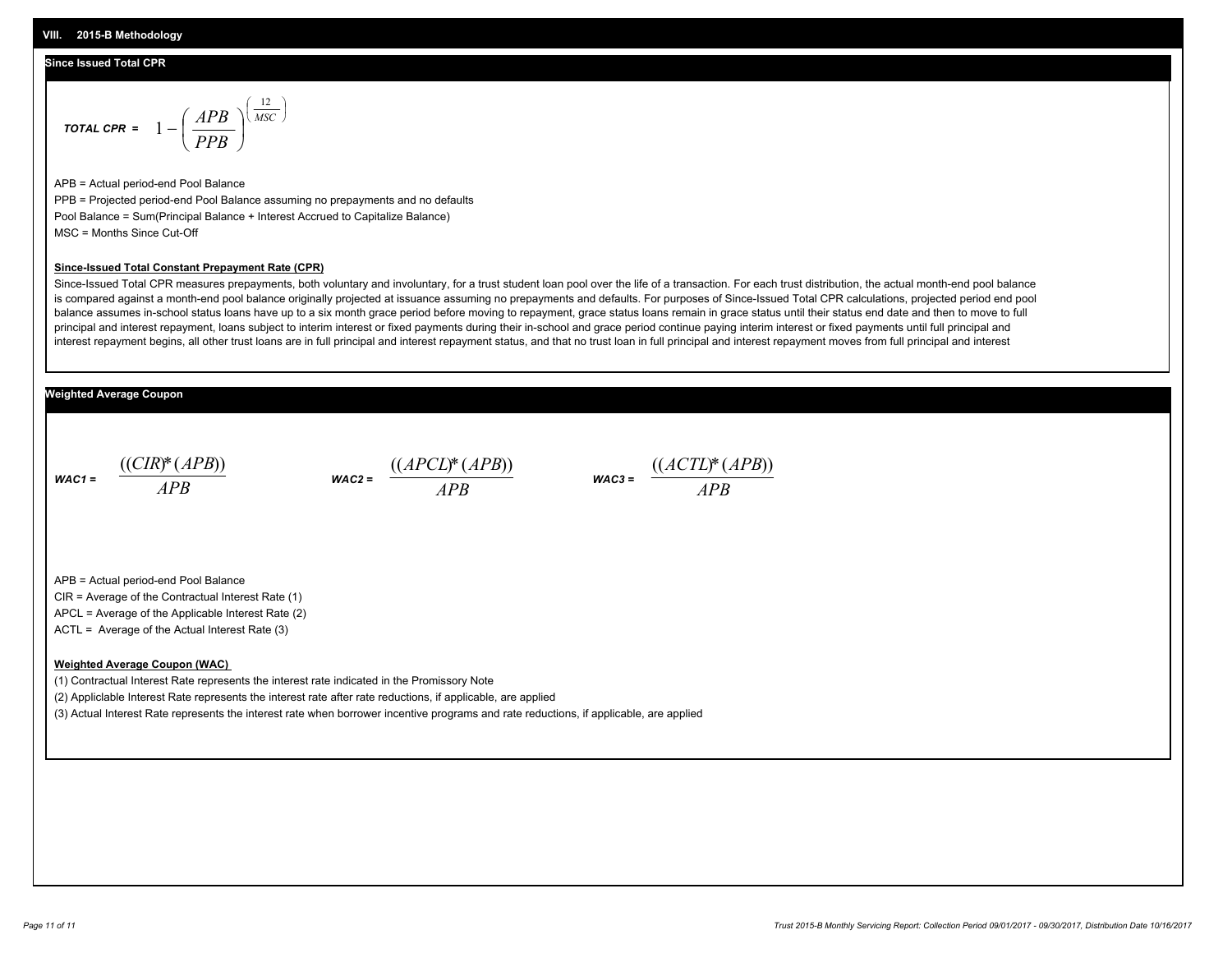## VIII. 2015-B Methodology

### Since Issued Total CPR

$$\textbf{TOTAL CPR} = 1 - \left( \frac{APB}{PPB} \right)^{\left( \frac{12}{MSC} \right)}$$

APB = Actual period-end Pool Balance

PPB = Projected period-end Pool Balance assuming no prepayments and no defaults

Pool Balance = Sum(Principal Balance + Interest Accrued to Capitalize Balance)

MSC = Months Since Cut-Off

**Since-Issued Total Constant Prepayment Rate (CPR)**

Since-Issued Total CPR measures prepayments, both voluntary and involuntary, for a trust student loan pool over the life of a transaction. For each trust distribution, the actual month-end pool balance is compared against a month-end pool balance originally projected at issuance assuming no prepayments and defaults. For purposes of Since-Issued Total CPR calculations, projected period end pool balance assumes in-school status loans have up to a six month grace period before moving to repayment, grace status loans remain in grace status until their status end date and then to move to full principal and interest repayment, loans subject to interim interest or fixed payments during their in-school and grace period continue paying interim interest or fixed payments until full principal and interest repayment begins, all other trust loans are in full principal and interest repayment status, and that no trust loan in full principal and interest repayment moves from full principal and interest

### Weighted Average Coupon

$$\textbf{WAC1} = \frac{((CIR)*(APB))}{APB} \qquad \textbf{WAC2} = \frac{((APCL)*(APB))}{APB} \qquad \textbf{WAC3} = \frac{((ACTL)*(APB))}{APB}$$

APB = Actual period-end Pool Balance

CIR = Average of the Contractual Interest Rate (1)

APCL = Average of the Applicable Interest Rate (2)

ACTL = Average of the Actual Interest Rate (3)

**Weighted Average Coupon (WAC)**

(1) Contractual Interest Rate represents the interest rate indicated in the Promissory Note

(2) Appliclable Interest Rate represents the interest rate after rate reductions, if applicable, are applied

(3) Actual Interest Rate represents the interest rate when borrower incentive programs and rate reductions, if applicable, are applied